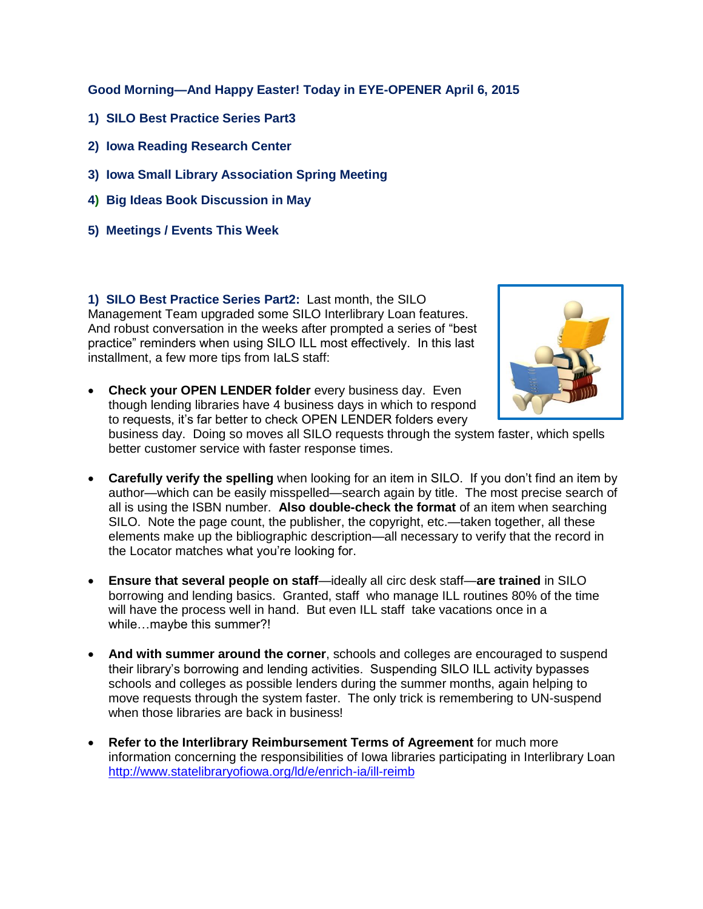**Good Morning—And Happy Easter! Today in EYE-OPENER April 6, 2015**

**1) SILO Best Practice Series Part3**

**2) Iowa Reading Research Center**

**3) Iowa Small Library Association Spring Meeting**

**4) Big Ideas Book Discussion in May**

**5) Meetings / Events This Week**

**1) SILO Best Practice Series Part2:** Last month, the SILO Management Team upgraded some SILO Interlibrary Loan features. And robust conversation in the weeks after prompted a series of "best practice" reminders when using SILO ILL most effectively. In this last installment, a few more tips from IaLS staff:

- **Check your OPEN LENDER folder** every business day. Even though lending libraries have 4 business days in which to respond to requests, it's far better to check OPEN LENDER folders every business day. Doing so moves all SILO requests through the system faster, which spells better customer service with faster response times.

- **Carefully verify the spelling** when looking for an item in SILO. If you don't find an item by author—which can be easily misspelled—search again by title. The most precise search of all is using the ISBN number. **Also double-check the format** of an item when searching SILO. Note the page count, the publisher, the copyright, etc.—taken together, all these elements make up the bibliographic description—all necessary to verify that the record in the Locator matches what you're looking for.

- **Ensure that several people on staff**—ideally all circ desk staff—**are trained** in SILO borrowing and lending basics. Granted, staff who manage ILL routines 80% of the time will have the process well in hand. But even ILL staff take vacations once in a while…maybe this summer?!

- **And with summer around the corner**, schools and colleges are encouraged to suspend their library's borrowing and lending activities. Suspending SILO ILL activity bypasses schools and colleges as possible lenders during the summer months, again helping to move requests through the system faster. The only trick is remembering to UN-suspend when those libraries are back in business!

- **Refer to the Interlibrary Reimbursement Terms of Agreement** for much more information concerning the responsibilities of Iowa libraries participating in Interlibrary Loan http://www.statelibraryofiowa.org/ld/e/enrich-ia/ill-reimb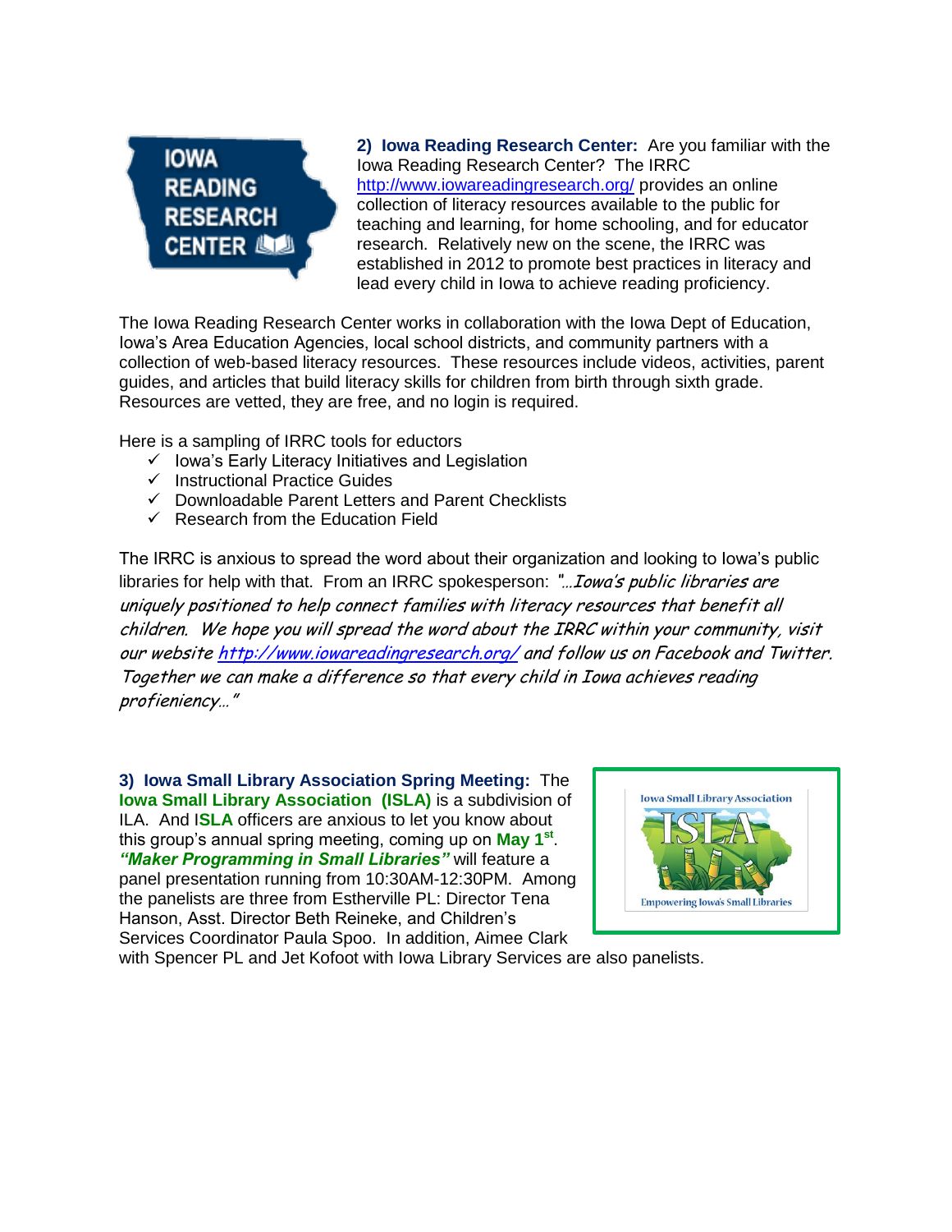**2) Iowa Reading Research Center:** Are you familiar with the Iowa Reading Research Center? The IRRC http://www.iowareadingresearch.org/ provides an online collection of literacy resources available to the public for teaching and learning, for home schooling, and for educator research. Relatively new on the scene, the IRRC was established in 2012 to promote best practices in literacy and lead every child in Iowa to achieve reading proficiency.

The Iowa Reading Research Center works in collaboration with the Iowa Dept of Education, Iowa's Area Education Agencies, local school districts, and community partners with a collection of web-based literacy resources. These resources include videos, activities, parent guides, and articles that build literacy skills for children from birth through sixth grade. Resources are vetted, they are free, and no login is required.

Here is a sampling of IRRC tools for eductors

- ✓ Iowa's Early Literacy Initiatives and Legislation
- ✓ Instructional Practice Guides
- ✓ Downloadable Parent Letters and Parent Checklists
- ✓ Research from the Education Field

The IRRC is anxious to spread the word about their organization and looking to Iowa's public libraries for help with that. From an IRRC spokesperson: *"…Iowa's public libraries are uniquely positioned to help connect families with literacy resources that benefit all children. We hope you will spread the word about the IRRC within your community, visit our website http://www.iowareadingresearch.org/ and follow us on Facebook and Twitter. Together we can make a difference so that every child in Iowa achieves reading profieniency…"*

**3) Iowa Small Library Association Spring Meeting:** The **Iowa Small Library Association (ISLA)** is a subdivision of ILA. And **ISLA** officers are anxious to let you know about this group's annual spring meeting, coming up on **May 1st**. ***"Maker Programming in Small Libraries"*** will feature a panel presentation running from 10:30AM-12:30PM. Among the panelists are three from Estherville PL: Director Tena Hanson, Asst. Director Beth Reineke, and Children's Services Coordinator Paula Spoo. In addition, Aimee Clark with Spencer PL and Jet Kofoot with Iowa Library Services are also panelists.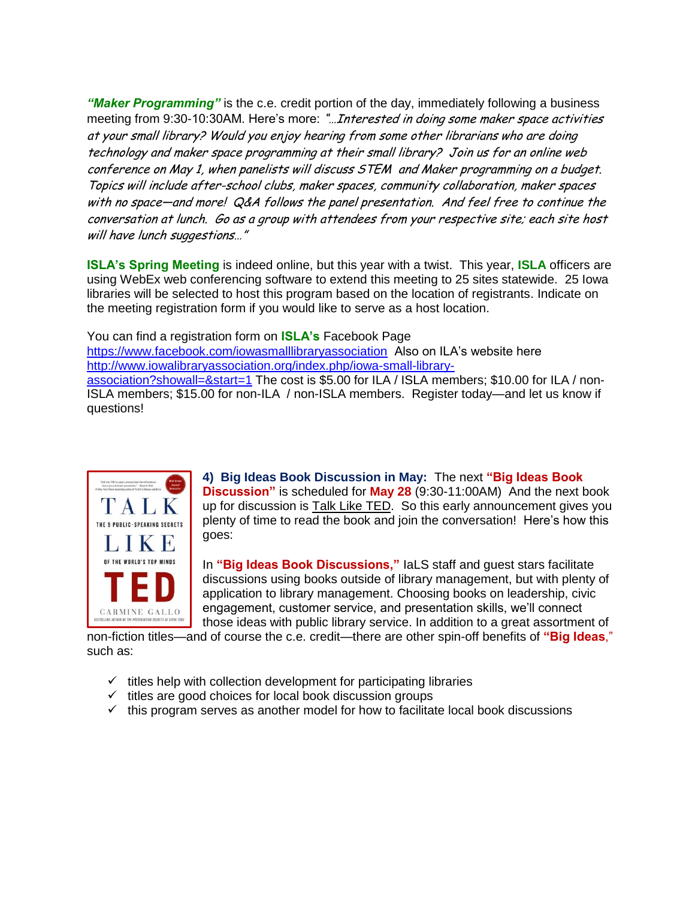***"Maker Programming"*** is the c.e. credit portion of the day, immediately following a business meeting from 9:30-10:30AM. Here's more: *"…Interested in doing some maker space activities at your small library? Would you enjoy hearing from some other librarians who are doing technology and maker space programming at their small library? Join us for an online web conference on May 1, when panelists will discuss STEM and Maker programming on a budget. Topics will include after-school clubs, maker spaces, community collaboration, maker spaces with no space—and more! Q&A follows the panel presentation. And feel free to continue the conversation at lunch. Go as a group with attendees from your respective site; each site host will have lunch suggestions…"*

**ISLA's Spring Meeting** is indeed online, but this year with a twist. This year, **ISLA** officers are using WebEx web conferencing software to extend this meeting to 25 sites statewide. 25 Iowa libraries will be selected to host this program based on the location of registrants. Indicate on the meeting registration form if you would like to serve as a host location.

You can find a registration form on **ISLA's** Facebook Page https://www.facebook.com/iowasmalllibraryassociation Also on ILA's website here http://www.iowalibraryassociation.org/index.php/iowa-small-library-association?showall=&start=1 The cost is $5.00 for ILA / ISLA members; $10.00 for ILA / non-ISLA members; $15.00 for non-ILA / non-ISLA members. Register today—and let us know if questions!

**4) Big Ideas Book Discussion in May:** The next **"Big Ideas Book Discussion"** is scheduled for **May 28** (9:30-11:00AM) And the next book up for discussion is Talk Like TED. So this early announcement gives you plenty of time to read the book and join the conversation! Here's how this goes:

In **"Big Ideas Book Discussions,"** IaLS staff and guest stars facilitate discussions using books outside of library management, but with plenty of application to library management. Choosing books on leadership, civic engagement, customer service, and presentation skills, we'll connect those ideas with public library service. In addition to a great assortment of non-fiction titles—and of course the c.e. credit—there are other spin-off benefits of **"Big Ideas**," such as:

- ✓ titles help with collection development for participating libraries
- ✓ titles are good choices for local book discussion groups
- ✓ this program serves as another model for how to facilitate local book discussions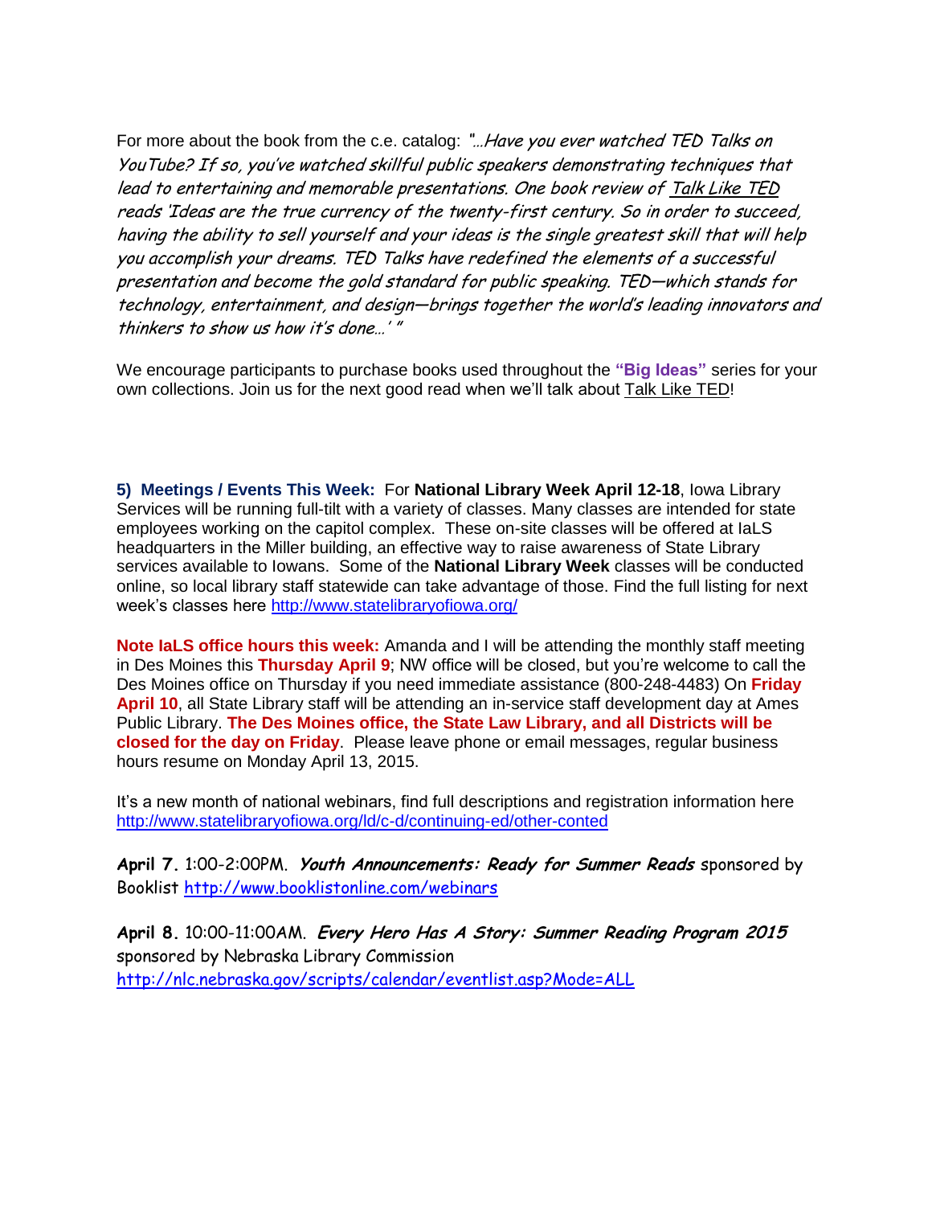For more about the book from the c.e. catalog: *"…Have you ever watched TED Talks on YouTube? If so, you've watched skillful public speakers demonstrating techniques that lead to entertaining and memorable presentations. One book review of Talk Like TED reads 'Ideas are the true currency of the twenty-first century. So in order to succeed, having the ability to sell yourself and your ideas is the single greatest skill that will help you accomplish your dreams. TED Talks have redefined the elements of a successful presentation and become the gold standard for public speaking. TED—which stands for technology, entertainment, and design—brings together the world's leading innovators and thinkers to show us how it's done…' "*

We encourage participants to purchase books used throughout the **"Big Ideas"** series for your own collections. Join us for the next good read when we'll talk about Talk Like TED!

**5) Meetings / Events This Week:** For **National Library Week April 12-18**, Iowa Library Services will be running full-tilt with a variety of classes. Many classes are intended for state employees working on the capitol complex. These on-site classes will be offered at IaLS headquarters in the Miller building, an effective way to raise awareness of State Library services available to Iowans. Some of the **National Library Week** classes will be conducted online, so local library staff statewide can take advantage of those. Find the full listing for next week's classes here http://www.statelibraryofiowa.org/

**Note IaLS office hours this week:** Amanda and I will be attending the monthly staff meeting in Des Moines this **Thursday April 9**; NW office will be closed, but you're welcome to call the Des Moines office on Thursday if you need immediate assistance (800-248-4483) On **Friday April 10**, all State Library staff will be attending an in-service staff development day at Ames Public Library. **The Des Moines office, the State Law Library, and all Districts will be closed for the day on Friday**. Please leave phone or email messages, regular business hours resume on Monday April 13, 2015.

It's a new month of national webinars, find full descriptions and registration information here http://www.statelibraryofiowa.org/ld/c-d/continuing-ed/other-conted

**April 7.** 1:00-2:00PM. ***Youth Announcements: Ready for Summer Reads*** sponsored by Booklist http://www.booklistonline.com/webinars

**April 8.** 10:00-11:00AM. ***Every Hero Has A Story: Summer Reading Program 2015*** sponsored by Nebraska Library Commission http://nlc.nebraska.gov/scripts/calendar/eventlist.asp?Mode=ALL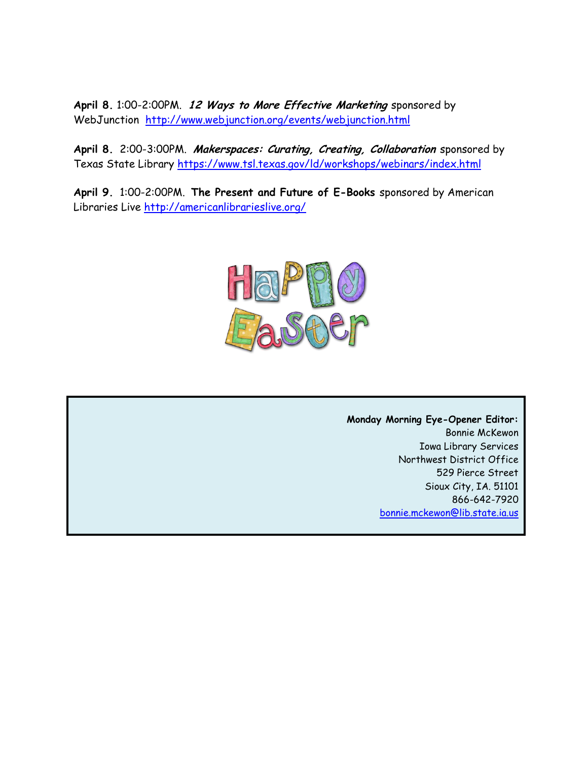**April 8.** 1:00-2:00PM. ***12 Ways to More Effective Marketing*** sponsored by WebJunction http://www.webjunction.org/events/webjunction.html

**April 8.** 2:00-3:00PM. ***Makerspaces: Curating, Creating, Collaboration*** sponsored by Texas State Library https://www.tsl.texas.gov/ld/workshops/webinars/index.html

**April 9.** 1:00-2:00PM. **The Present and Future of E-Books** sponsored by American Libraries Live http://americanlibrarieslive.org/

Happy Easter

**Monday Morning Eye-Opener Editor:**
Bonnie McKewon
Iowa Library Services
Northwest District Office
529 Pierce Street
Sioux City, IA. 51101
866-642-7920
bonnie.mckewon@lib.state.ia.us